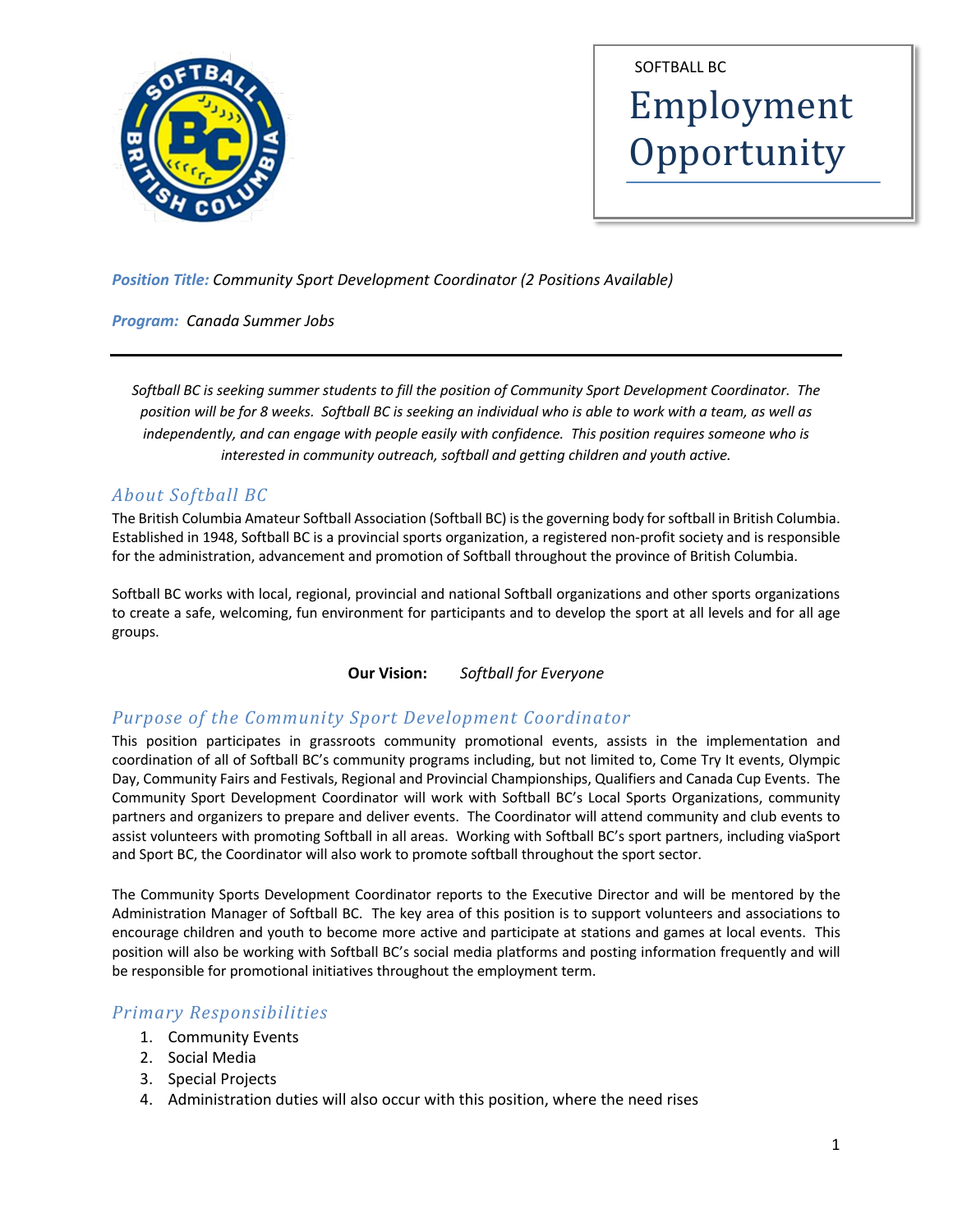SOFTBALL BC

# Employment Opportunity

***Position Title:*** *Community Sport Development Coordinator (2 Positions Available)*

***Program:*** *Canada Summer Jobs*

---

*Softball BC is seeking summer students to fill the position of Community Sport Development Coordinator. The position will be for 8 weeks. Softball BC is seeking an individual who is able to work with a team, as well as independently, and can engage with people easily with confidence. This position requires someone who is interested in community outreach, softball and getting children and youth active.*

## *About Softball BC*

The British Columbia Amateur Softball Association (Softball BC) is the governing body for softball in British Columbia. Established in 1948, Softball BC is a provincial sports organization, a registered non-profit society and is responsible for the administration, advancement and promotion of Softball throughout the province of British Columbia.

Softball BC works with local, regional, provincial and national Softball organizations and other sports organizations to create a safe, welcoming, fun environment for participants and to develop the sport at all levels and for all age groups.

**Our Vision:** *Softball for Everyone*

## *Purpose of the Community Sport Development Coordinator*

This position participates in grassroots community promotional events, assists in the implementation and coordination of all of Softball BC's community programs including, but not limited to, Come Try It events, Olympic Day, Community Fairs and Festivals, Regional and Provincial Championships, Qualifiers and Canada Cup Events. The Community Sport Development Coordinator will work with Softball BC's Local Sports Organizations, community partners and organizers to prepare and deliver events. The Coordinator will attend community and club events to assist volunteers with promoting Softball in all areas. Working with Softball BC's sport partners, including viaSport and Sport BC, the Coordinator will also work to promote softball throughout the sport sector.

The Community Sports Development Coordinator reports to the Executive Director and will be mentored by the Administration Manager of Softball BC. The key area of this position is to support volunteers and associations to encourage children and youth to become more active and participate at stations and games at local events. This position will also be working with Softball BC's social media platforms and posting information frequently and will be responsible for promotional initiatives throughout the employment term.

## *Primary Responsibilities*

1. Community Events
2. Social Media
3. Special Projects
4. Administration duties will also occur with this position, where the need rises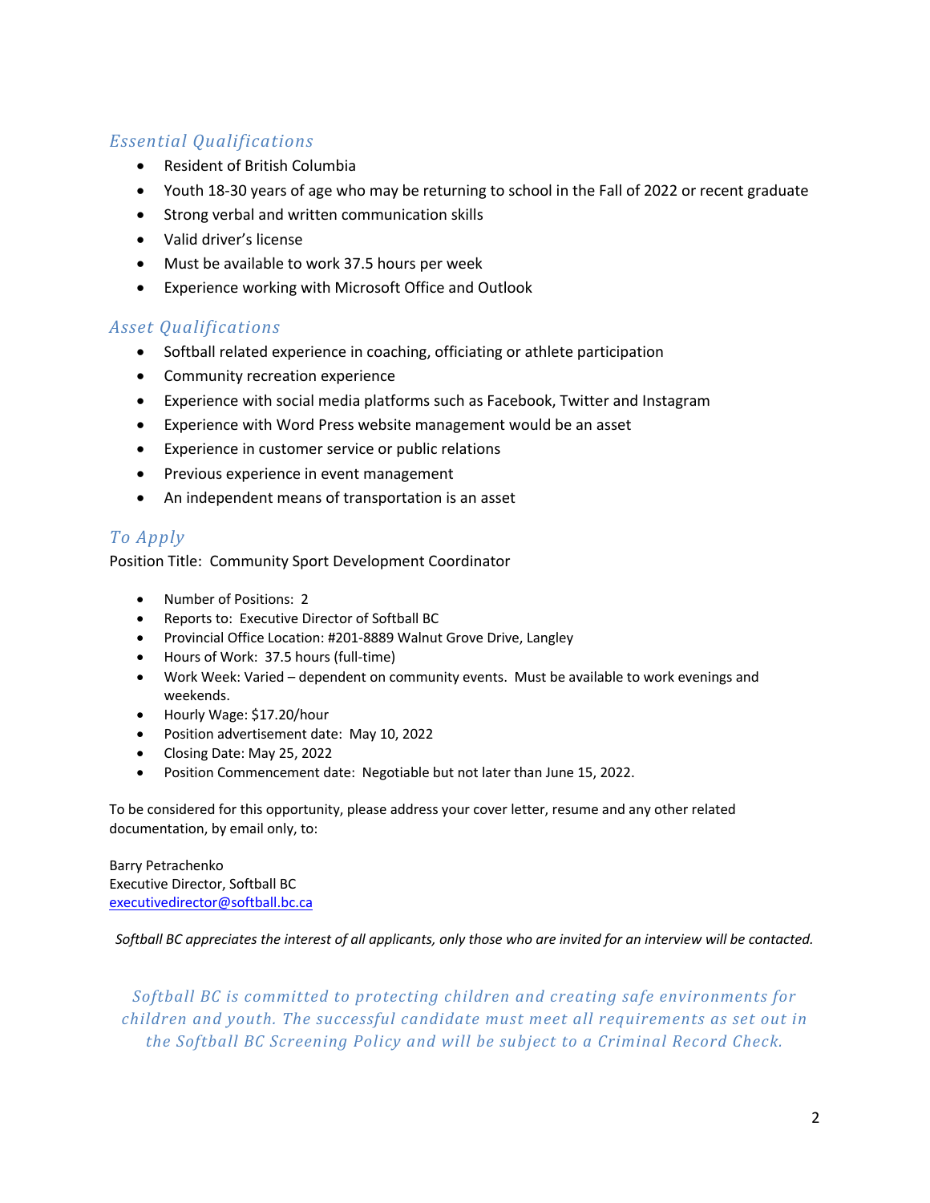## *Essential Qualifications*

- Resident of British Columbia
- Youth 18-30 years of age who may be returning to school in the Fall of 2022 or recent graduate
- Strong verbal and written communication skills
- Valid driver's license
- Must be available to work 37.5 hours per week
- Experience working with Microsoft Office and Outlook

## *Asset Qualifications*

- Softball related experience in coaching, officiating or athlete participation
- Community recreation experience
- Experience with social media platforms such as Facebook, Twitter and Instagram
- Experience with Word Press website management would be an asset
- Experience in customer service or public relations
- Previous experience in event management
- An independent means of transportation is an asset

## *To Apply*

Position Title: Community Sport Development Coordinator

- Number of Positions: 2
- Reports to: Executive Director of Softball BC
- Provincial Office Location: #201-8889 Walnut Grove Drive, Langley
- Hours of Work: 37.5 hours (full-time)
- Work Week: Varied – dependent on community events. Must be available to work evenings and weekends.
- Hourly Wage: $17.20/hour
- Position advertisement date: May 10, 2022
- Closing Date: May 25, 2022
- Position Commencement date: Negotiable but not later than June 15, 2022.

To be considered for this opportunity, please address your cover letter, resume and any other related documentation, by email only, to:

Barry Petrachenko
Executive Director, Softball BC
executivedirector@softball.bc.ca

*Softball BC appreciates the interest of all applicants, only those who are invited for an interview will be contacted.*

*Softball BC is committed to protecting children and creating safe environments for children and youth. The successful candidate must meet all requirements as set out in the Softball BC Screening Policy and will be subject to a Criminal Record Check.*